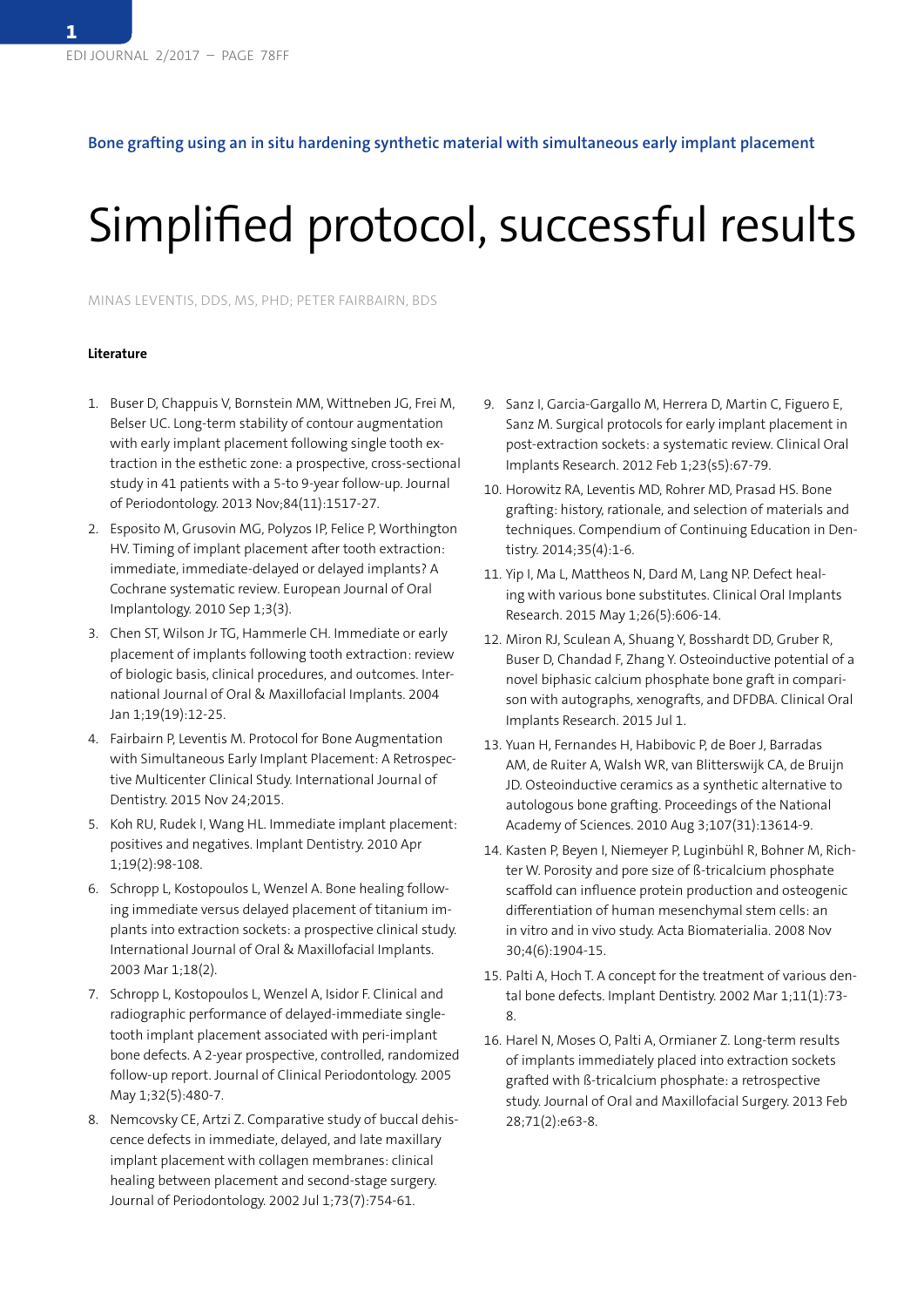Bone grafting using an in situ hardening synthetic material with simultaneous early implant placement

# Simplified protocol, successful results

MINAS LEVENTIS, DDS, MS, PHD; PETER FAIRBAIRN, BDS

### Literature

1. Buser D, Chappuis V, Bornstein MM, Wittneben JG, Frei M, Belser UC. Long-term stability of contour augmentation with early implant placement following single tooth extraction in the esthetic zone: a prospective, cross-sectional study in 41 patients with a 5-to 9-year follow-up. Journal of Periodontology. 2013 Nov;84(11):1517-27.
2. Esposito M, Grusovin MG, Polyzos IP, Felice P, Worthington HV. Timing of implant placement after tooth extraction: immediate, immediate-delayed or delayed implants? A Cochrane systematic review. European Journal of Oral Implantology. 2010 Sep 1;3(3).
3. Chen ST, Wilson Jr TG, Hammerle CH. Immediate or early placement of implants following tooth extraction: review of biologic basis, clinical procedures, and outcomes. International Journal of Oral & Maxillofacial Implants. 2004 Jan 1;19(19):12-25.
4. Fairbairn P, Leventis M. Protocol for Bone Augmentation with Simultaneous Early Implant Placement: A Retrospective Multicenter Clinical Study. International Journal of Dentistry. 2015 Nov 24;2015.
5. Koh RU, Rudek I, Wang HL. Immediate implant placement: positives and negatives. Implant Dentistry. 2010 Apr 1;19(2):98-108.
6. Schropp L, Kostopoulos L, Wenzel A. Bone healing following immediate versus delayed placement of titanium implants into extraction sockets: a prospective clinical study. International Journal of Oral & Maxillofacial Implants. 2003 Mar 1;18(2).
7. Schropp L, Kostopoulos L, Wenzel A, Isidor F. Clinical and radiographic performance of delayed-immediate single-tooth implant placement associated with peri-implant bone defects. A 2-year prospective, controlled, randomized follow-up report. Journal of Clinical Periodontology. 2005 May 1;32(5):480-7.
8. Nemcovsky CE, Artzi Z. Comparative study of buccal dehiscence defects in immediate, delayed, and late maxillary implant placement with collagen membranes: clinical healing between placement and second-stage surgery. Journal of Periodontology. 2002 Jul 1;73(7):754-61.
9. Sanz I, Garcia-Gargallo M, Herrera D, Martin C, Figuero E, Sanz M. Surgical protocols for early implant placement in post-extraction sockets: a systematic review. Clinical Oral Implants Research. 2012 Feb 1;23(s5):67-79.
10. Horowitz RA, Leventis MD, Rohrer MD, Prasad HS. Bone grafting: history, rationale, and selection of materials and techniques. Compendium of Continuing Education in Dentistry. 2014;35(4):1-6.
11. Yip I, Ma L, Mattheos N, Dard M, Lang NP. Defect healing with various bone substitutes. Clinical Oral Implants Research. 2015 May 1;26(5):606-14.
12. Miron RJ, Sculean A, Shuang Y, Bosshardt DD, Gruber R, Buser D, Chandad F, Zhang Y. Osteoinductive potential of a novel biphasic calcium phosphate bone graft in comparison with autographs, xenografts, and DFDBA. Clinical Oral Implants Research. 2015 Jul 1.
13. Yuan H, Fernandes H, Habibovic P, de Boer J, Barradas AM, de Ruiter A, Walsh WR, van Blitterswijk CA, de Bruijn JD. Osteoinductive ceramics as a synthetic alternative to autologous bone grafting. Proceedings of the National Academy of Sciences. 2010 Aug 3;107(31):13614-9.
14. Kasten P, Beyen I, Niemeyer P, Luginbühl R, Bohner M, Richter W. Porosity and pore size of ß-tricalcium phosphate scaffold can influence protein production and osteogenic differentiation of human mesenchymal stem cells: an in vitro and in vivo study. Acta Biomaterialia. 2008 Nov 30;4(6):1904-15.
15. Palti A, Hoch T. A concept for the treatment of various dental bone defects. Implant Dentistry. 2002 Mar 1;11(1):73-8.
16. Harel N, Moses O, Palti A, Ormianer Z. Long-term results of implants immediately placed into extraction sockets grafted with ß-tricalcium phosphate: a retrospective study. Journal of Oral and Maxillofacial Surgery. 2013 Feb 28;71(2):e63-8.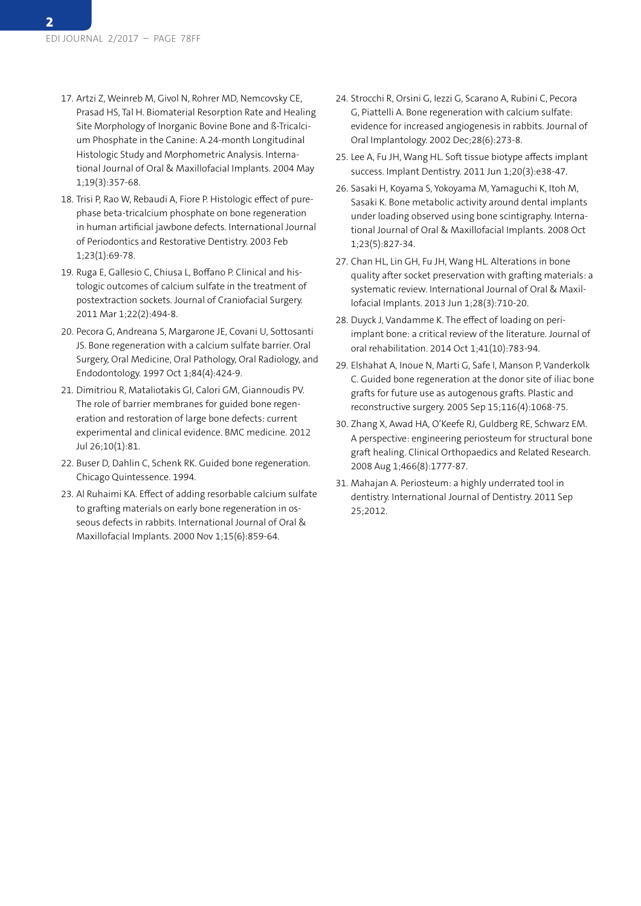17. Artzi Z, Weinreb M, Givol N, Rohrer MD, Nemcovsky CE, Prasad HS, Tal H. Biomaterial Resorption Rate and Healing Site Morphology of Inorganic Bovine Bone and ß-Tricalcium Phosphate in the Canine: A 24-month Longitudinal Histologic Study and Morphometric Analysis. International Journal of Oral & Maxillofacial Implants. 2004 May 1;19(3):357-68.
18. Trisi P, Rao W, Rebaudi A, Fiore P. Histologic effect of pure-phase beta-tricalcium phosphate on bone regeneration in human artificial jawbone defects. International Journal of Periodontics and Restorative Dentistry. 2003 Feb 1;23(1):69-78.
19. Ruga E, Gallesio C, Chiusa L, Boffano P. Clinical and histologic outcomes of calcium sulfate in the treatment of postextraction sockets. Journal of Craniofacial Surgery. 2011 Mar 1;22(2):494-8.
20. Pecora G, Andreana S, Margarone JE, Covani U, Sottosanti JS. Bone regeneration with a calcium sulfate barrier. Oral Surgery, Oral Medicine, Oral Pathology, Oral Radiology, and Endodontology. 1997 Oct 1;84(4):424-9.
21. Dimitriou R, Mataliotakis GI, Calori GM, Giannoudis PV. The role of barrier membranes for guided bone regeneration and restoration of large bone defects: current experimental and clinical evidence. BMC medicine. 2012 Jul 26;10(1):81.
22. Buser D, Dahlin C, Schenk RK. Guided bone regeneration. Chicago Quintessence. 1994.
23. Al Ruhaimi KA. Effect of adding resorbable calcium sulfate to grafting materials on early bone regeneration in osseous defects in rabbits. International Journal of Oral & Maxillofacial Implants. 2000 Nov 1;15(6):859-64.
24. Strocchi R, Orsini G, Iezzi G, Scarano A, Rubini C, Pecora G, Piattelli A. Bone regeneration with calcium sulfate: evidence for increased angiogenesis in rabbits. Journal of Oral Implantology. 2002 Dec;28(6):273-8.
25. Lee A, Fu JH, Wang HL. Soft tissue biotype affects implant success. Implant Dentistry. 2011 Jun 1;20(3):e38-47.
26. Sasaki H, Koyama S, Yokoyama M, Yamaguchi K, Itoh M, Sasaki K. Bone metabolic activity around dental implants under loading observed using bone scintigraphy. International Journal of Oral & Maxillofacial Implants. 2008 Oct 1;23(5):827-34.
27. Chan HL, Lin GH, Fu JH, Wang HL. Alterations in bone quality after socket preservation with grafting materials: a systematic review. International Journal of Oral & Maxillofacial Implants. 2013 Jun 1;28(3):710-20.
28. Duyck J, Vandamme K. The effect of loading on peri-implant bone: a critical review of the literature. Journal of oral rehabilitation. 2014 Oct 1;41(10):783-94.
29. Elshahat A, Inoue N, Marti G, Safe I, Manson P, Vanderkolk C. Guided bone regeneration at the donor site of iliac bone grafts for future use as autogenous grafts. Plastic and reconstructive surgery. 2005 Sep 15;116(4):1068-75.
30. Zhang X, Awad HA, O'Keefe RJ, Guldberg RE, Schwarz EM. A perspective: engineering periosteum for structural bone graft healing. Clinical Orthopaedics and Related Research. 2008 Aug 1;466(8):1777-87.
31. Mahajan A. Periosteum: a highly underrated tool in dentistry. International Journal of Dentistry. 2011 Sep 25;2012.